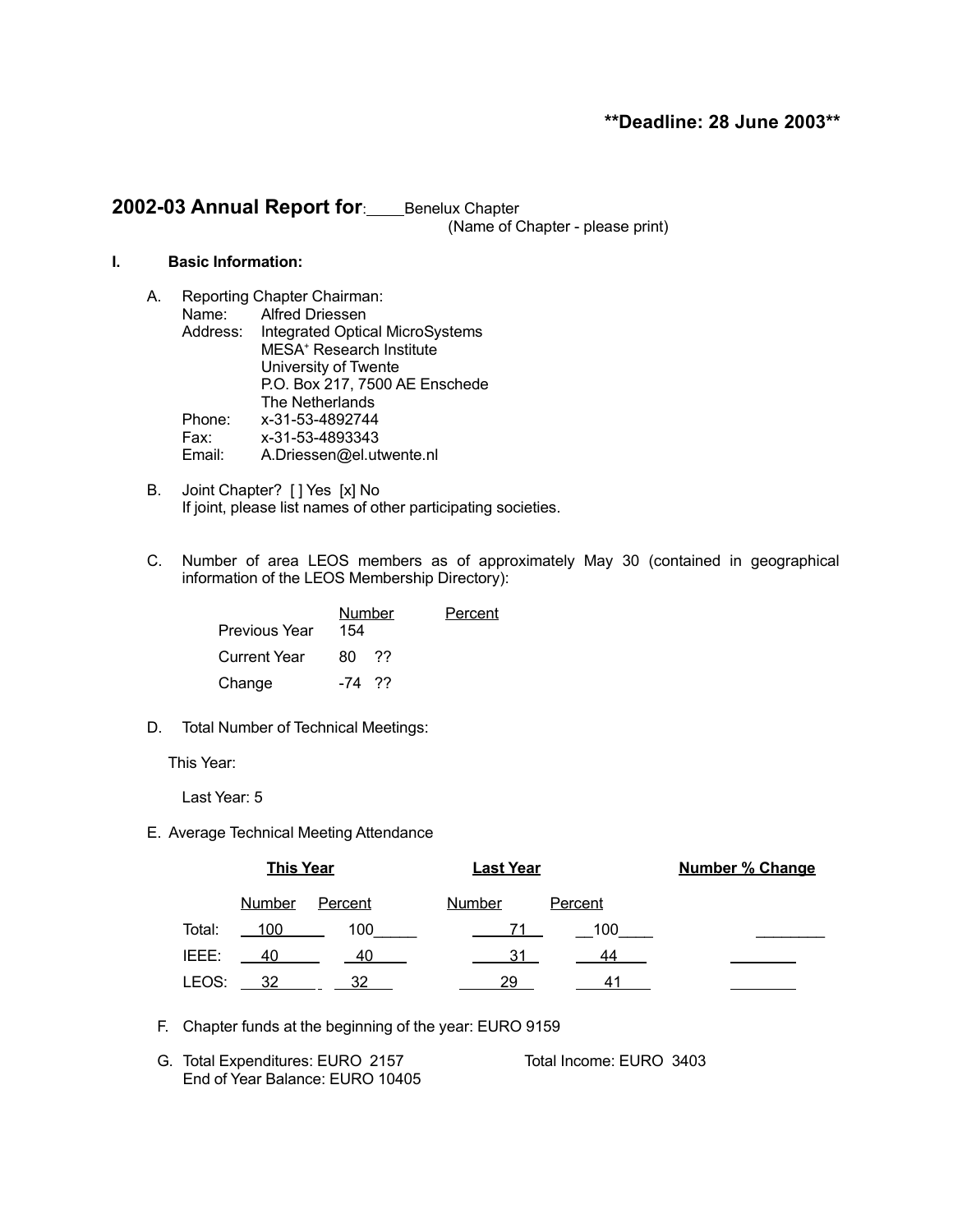**Deadline: 28 June 2003**

## 2002-03 Annual Report for: Benelux Chapter

(Name of Chapter - please print)

### I. Basic Information:

A. Reporting Chapter Chairman:

Name: Alfred Driessen

Address: Integrated Optical MicroSystems
MESA[+] Research Institute
University of Twente
P.O. Box 217, 7500 AE Enschede
The Netherlands

Phone: x-31-53-4892744

Fax: x-31-53-4893343

Email: A.Driessen@el.utwente.nl

B. Joint Chapter? [ ] Yes [x] No
If joint, please list names of other participating societies.

C. Number of area LEOS members as of approximately May 30 (contained in geographical information of the LEOS Membership Directory):

| | Number | Percent |
|---|---|---|
| Previous Year | 154 | |
| Current Year | 80 ?? | |
| Change | -74 ?? | |

D. Total Number of Technical Meetings:

This Year:

Last Year: 5

E. Average Technical Meeting Attendance

| | This Year | | Last Year | | Number % Change |
|---|---|---|---|---|---|
| | Number | Percent | Number | Percent | |
| Total: | 100 | 100 | 71 | 100 | |
| IEEE: | 40 | 40 | 31 | 44 | |
| LEOS: | 32 | 32 | 29 | 41 | |

F. Chapter funds at the beginning of the year: EURO 9159

G. Total Expenditures: EURO 2157 Total Income: EURO 3403
End of Year Balance: EURO 10405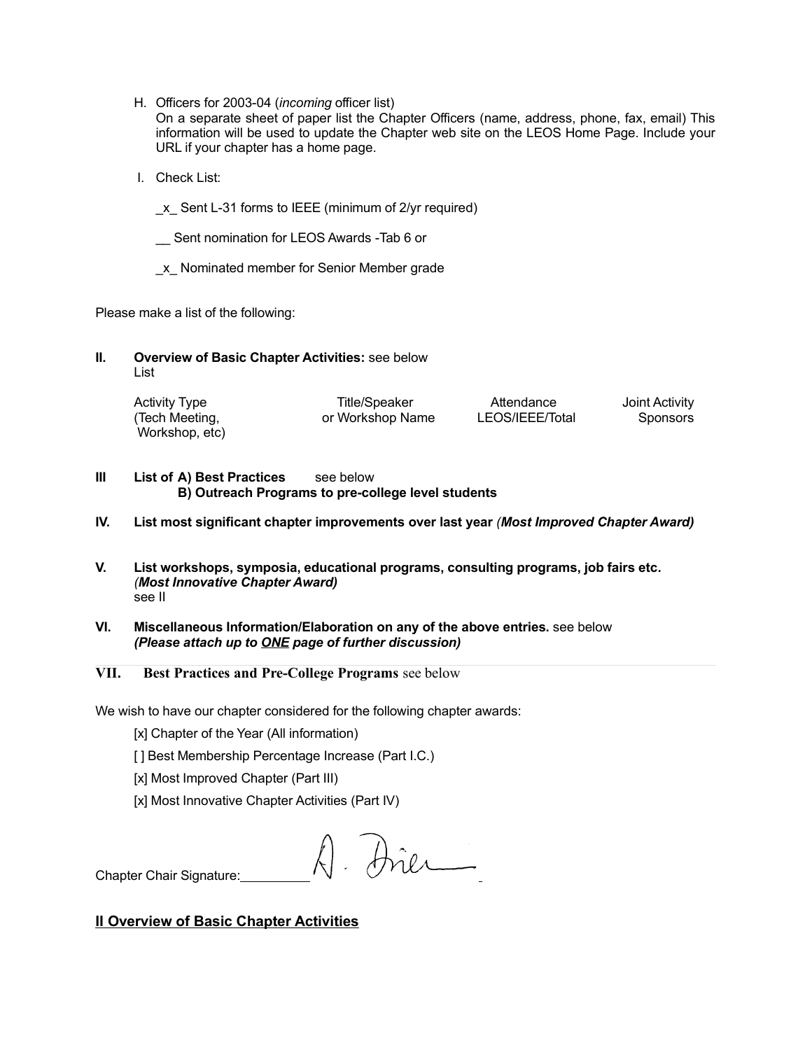H. Officers for 2003-04 (*incoming* officer list)
   On a separate sheet of paper list the Chapter Officers (name, address, phone, fax, email) This information will be used to update the Chapter web site on the LEOS Home Page. Include your URL if your chapter has a home page.

I. Check List:

   _x_ Sent L-31 forms to IEEE (minimum of 2/yr required)

   __ Sent nomination for LEOS Awards -Tab 6 or

   _x_ Nominated member for Senior Member grade

Please make a list of the following:

**II. Overview of Basic Chapter Activities:** see below
List

| Activity Type (Tech Meeting, Workshop, etc) | Title/Speaker or Workshop Name | Attendance LEOS/IEEE/Total | Joint Activity Sponsors |
|---|---|---|---|

**III List of A) Best Practices** see below
**B) Outreach Programs to pre-college level students**

**IV. List most significant chapter improvements over last year** ***(Most Improved Chapter Award)***

**V. List workshops, symposia, educational programs, consulting programs, job fairs etc.** ***(Most Innovative Chapter Award)***
see II

**VI. Miscellaneous Information/Elaboration on any of the above entries.** see below
***(Please attach up to ONE page of further discussion)***

**VII. Best Practices and Pre-College Programs** see below

We wish to have our chapter considered for the following chapter awards:

[x] Chapter of the Year (All information)

[ ] Best Membership Percentage Increase (Part I.C.)

[x] Most Improved Chapter (Part III)

[x] Most Innovative Chapter Activities (Part IV)

Chapter Chair Signature: A. Drier

## II Overview of Basic Chapter Activities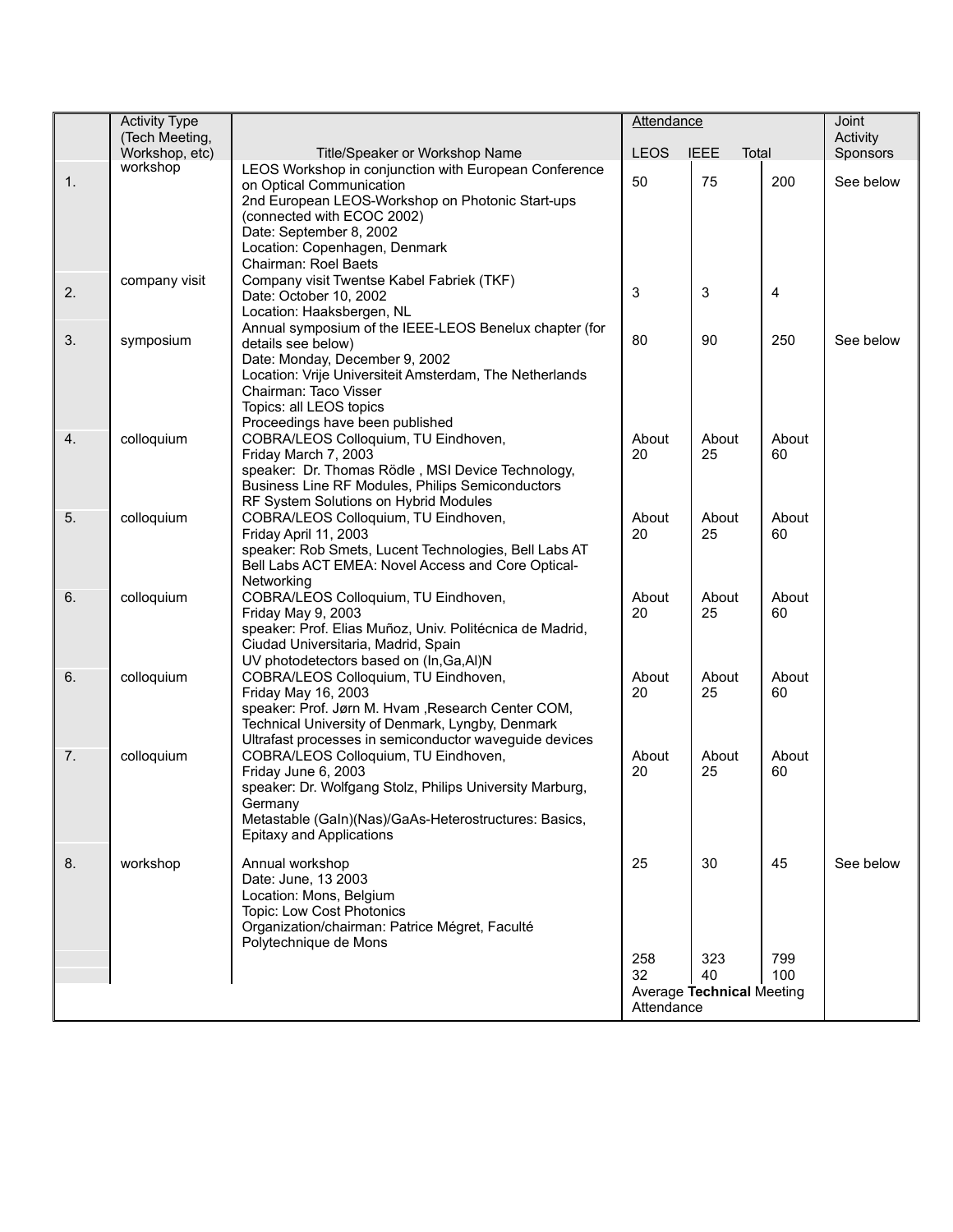| | Activity Type (Tech Meeting, Workshop, etc) | Title/Speaker or Workshop Name | Attendance | | | Joint Activity Sponsors |
|---|---|---|---|---|---|---|
| | | | LEOS | IEEE | Total | |
| 1. | workshop | LEOS Workshop in conjunction with European Conference on Optical Communication<br>2nd European LEOS-Workshop on Photonic Start-ups (connected with ECOC 2002)<br>Date: September 8, 2002<br>Location: Copenhagen, Denmark<br>Chairman: Roel Baets | 50 | 75 | 200 | See below |
| 2. | company visit | Company visit Twentse Kabel Fabriek (TKF)<br>Date: October 10, 2002<br>Location: Haaksbergen, NL | 3 | 3 | 4 | |
| 3. | symposium | Annual symposium of the IEEE-LEOS Benelux chapter (for details see below)<br>Date: Monday, December 9, 2002<br>Location: Vrije Universiteit Amsterdam, The Netherlands<br>Chairman: Taco Visser<br>Topics: all LEOS topics<br>Proceedings have been published | 80 | 90 | 250 | See below |
| 4. | colloquium | COBRA/LEOS Colloquium, TU Eindhoven,<br>Friday March 7, 2003<br>speaker: Dr. Thomas Rödle , MSI Device Technology, Business Line RF Modules, Philips Semiconductors<br>RF System Solutions on Hybrid Modules | About 20 | About 25 | About 60 | |
| 5. | colloquium | COBRA/LEOS Colloquium, TU Eindhoven,<br>Friday April 11, 2003<br>speaker: Rob Smets, Lucent Technologies, Bell Labs AT<br>Bell Labs ACT EMEA: Novel Access and Core Optical-Networking | About 20 | About 25 | About 60 | |
| 6. | colloquium | COBRA/LEOS Colloquium, TU Eindhoven,<br>Friday May 9, 2003<br>speaker: Prof. Elias Muñoz, Univ. Politécnica de Madrid, Ciudad Universitaria, Madrid, Spain<br>UV photodetectors based on (In,Ga,Al)N | About 20 | About 25 | About 60 | |
| 6. | colloquium | COBRA/LEOS Colloquium, TU Eindhoven,<br>Friday May 16, 2003<br>speaker: Prof. Jørn M. Hvam ,Research Center COM, Technical University of Denmark, Lyngby, Denmark<br>Ultrafast processes in semiconductor waveguide devices | About 20 | About 25 | About 60 | |
| 7. | colloquium | COBRA/LEOS Colloquium, TU Eindhoven,<br>Friday June 6, 2003<br>speaker: Dr. Wolfgang Stolz, Philips University Marburg, Germany<br>Metastable (GaIn)(Nas)/GaAs-Heterostructures: Basics, Epitaxy and Applications | About 20 | About 25 | About 60 | |
| 8. | workshop | Annual workshop<br>Date: June, 13 2003<br>Location: Mons, Belgium<br>Topic: Low Cost Photonics<br>Organization/chairman: Patrice Mégret, Faculté Polytechnique de Mons | 25 | 30 | 45 | See below |
| | | | 258 | 323 | 799 | |
| | | | 32 | 40 | 100 | |
| | | | Average **Technical** Meeting Attendance | | | |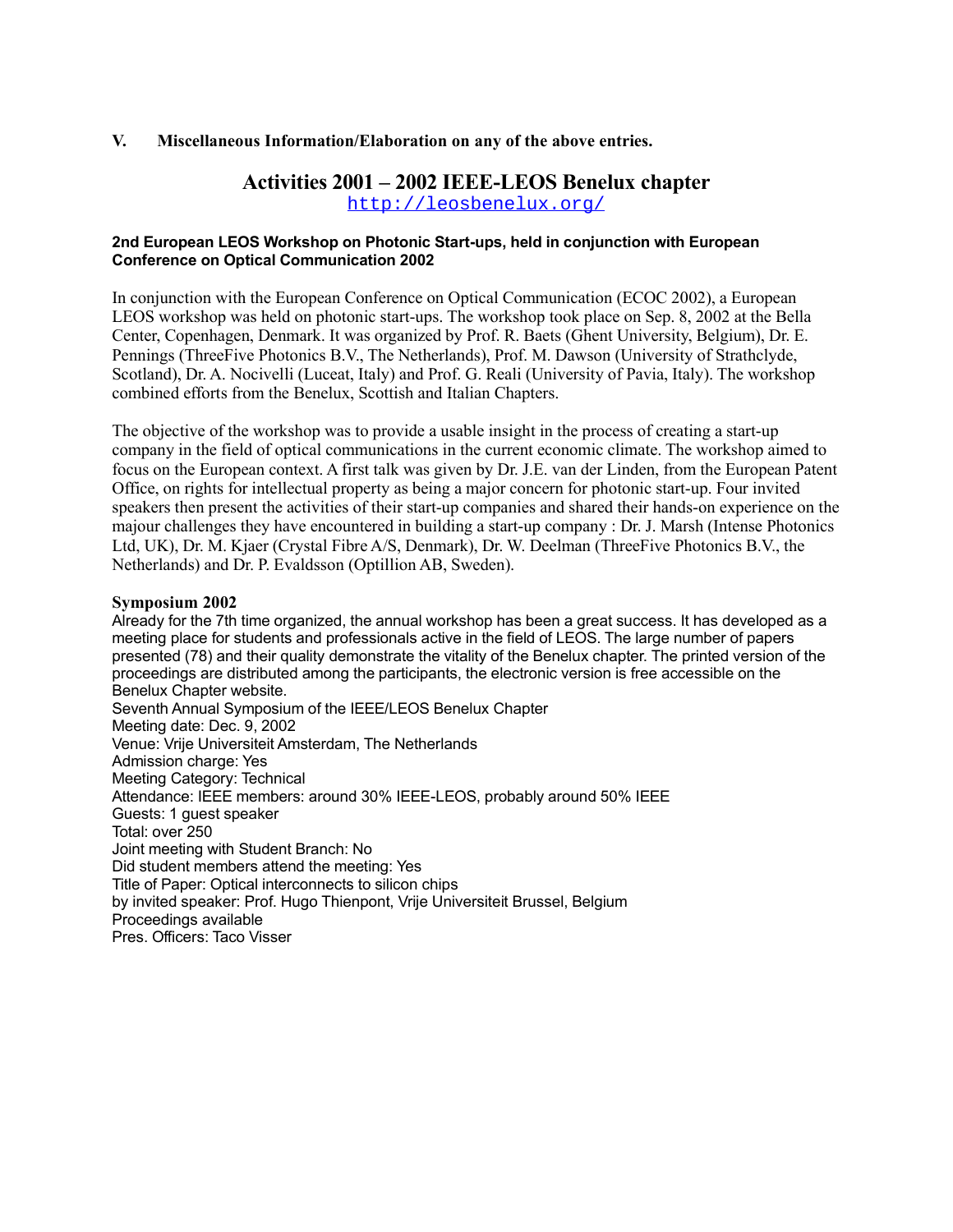**V. Miscellaneous Information/Elaboration on any of the above entries.**

## Activities 2001 – 2002 IEEE-LEOS Benelux chapter

http://leosbenelux.org/

### 2nd European LEOS Workshop on Photonic Start-ups, held in conjunction with European Conference on Optical Communication 2002

In conjunction with the European Conference on Optical Communication (ECOC 2002), a European LEOS workshop was held on photonic start-ups. The workshop took place on Sep. 8, 2002 at the Bella Center, Copenhagen, Denmark. It was organized by Prof. R. Baets (Ghent University, Belgium), Dr. E. Pennings (ThreeFive Photonics B.V., The Netherlands), Prof. M. Dawson (University of Strathclyde, Scotland), Dr. A. Nocivelli (Luceat, Italy) and Prof. G. Reali (University of Pavia, Italy). The workshop combined efforts from the Benelux, Scottish and Italian Chapters.

The objective of the workshop was to provide a usable insight in the process of creating a start-up company in the field of optical communications in the current economic climate. The workshop aimed to focus on the European context. A first talk was given by Dr. J.E. van der Linden, from the European Patent Office, on rights for intellectual property as being a major concern for photonic start-up. Four invited speakers then present the activities of their start-up companies and shared their hands-on experience on the majour challenges they have encountered in building a start-up company : Dr. J. Marsh (Intense Photonics Ltd, UK), Dr. M. Kjaer (Crystal Fibre A/S, Denmark), Dr. W. Deelman (ThreeFive Photonics B.V., the Netherlands) and Dr. P. Evaldsson (Optillion AB, Sweden).

### Symposium 2002

Already for the 7th time organized, the annual workshop has been a great success. It has developed as a meeting place for students and professionals active in the field of LEOS. The large number of papers presented (78) and their quality demonstrate the vitality of the Benelux chapter. The printed version of the proceedings are distributed among the participants, the electronic version is free accessible on the Benelux Chapter website.

Seventh Annual Symposium of the IEEE/LEOS Benelux Chapter
Meeting date: Dec. 9, 2002
Venue: Vrije Universiteit Amsterdam, The Netherlands
Admission charge: Yes
Meeting Category: Technical
Attendance: IEEE members: around 30% IEEE-LEOS, probably around 50% IEEE
Guests: 1 guest speaker
Total: over 250
Joint meeting with Student Branch: No
Did student members attend the meeting: Yes
Title of Paper: Optical interconnects to silicon chips
by invited speaker: Prof. Hugo Thienpont, Vrije Universiteit Brussel, Belgium
Proceedings available
Pres. Officers: Taco Visser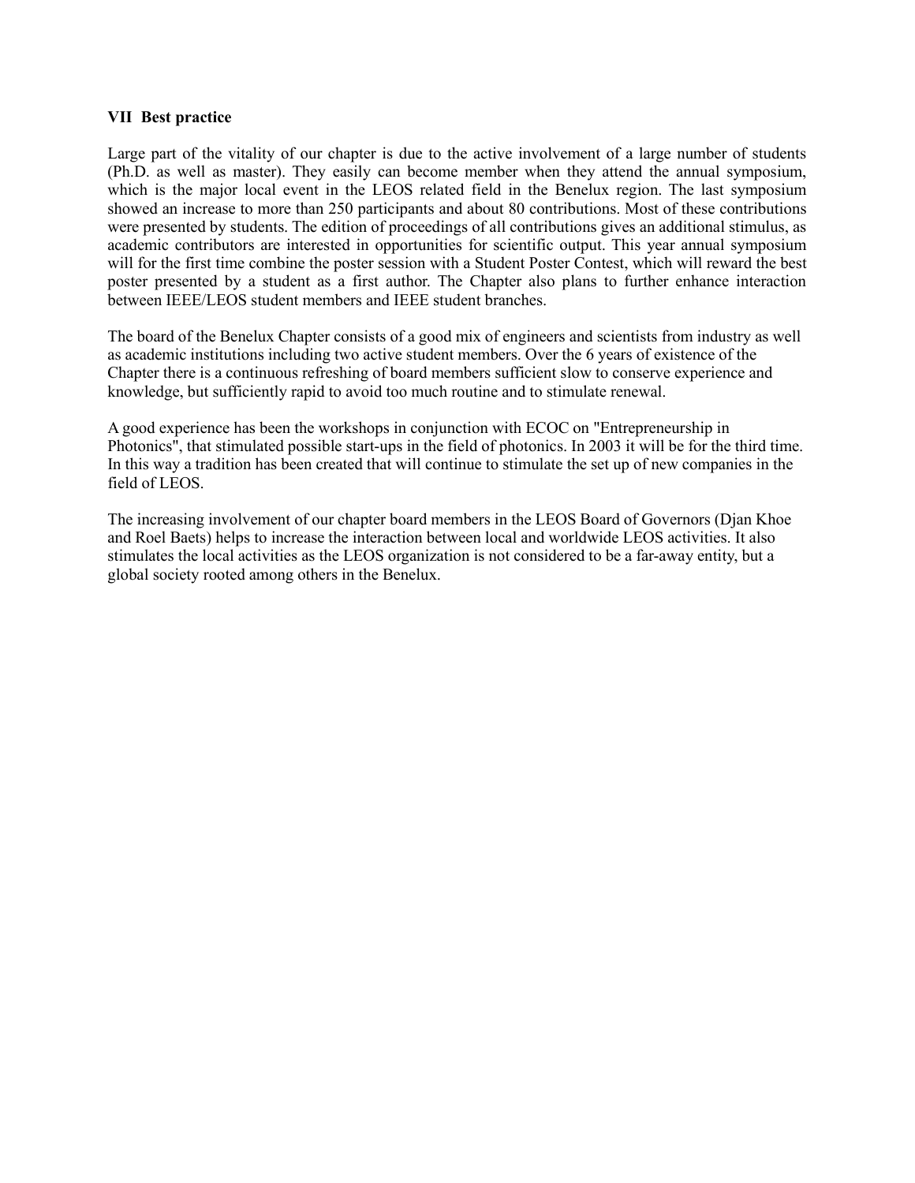**VII Best practice**

Large part of the vitality of our chapter is due to the active involvement of a large number of students (Ph.D. as well as master). They easily can become member when they attend the annual symposium, which is the major local event in the LEOS related field in the Benelux region. The last symposium showed an increase to more than 250 participants and about 80 contributions. Most of these contributions were presented by students. The edition of proceedings of all contributions gives an additional stimulus, as academic contributors are interested in opportunities for scientific output. This year annual symposium will for the first time combine the poster session with a Student Poster Contest, which will reward the best poster presented by a student as a first author. The Chapter also plans to further enhance interaction between IEEE/LEOS student members and IEEE student branches.

The board of the Benelux Chapter consists of a good mix of engineers and scientists from industry as well as academic institutions including two active student members. Over the 6 years of existence of the Chapter there is a continuous refreshing of board members sufficient slow to conserve experience and knowledge, but sufficiently rapid to avoid too much routine and to stimulate renewal.

A good experience has been the workshops in conjunction with ECOC on "Entrepreneurship in Photonics", that stimulated possible start-ups in the field of photonics. In 2003 it will be for the third time. In this way a tradition has been created that will continue to stimulate the set up of new companies in the field of LEOS.

The increasing involvement of our chapter board members in the LEOS Board of Governors (Djan Khoe and Roel Baets) helps to increase the interaction between local and worldwide LEOS activities. It also stimulates the local activities as the LEOS organization is not considered to be a far-away entity, but a global society rooted among others in the Benelux.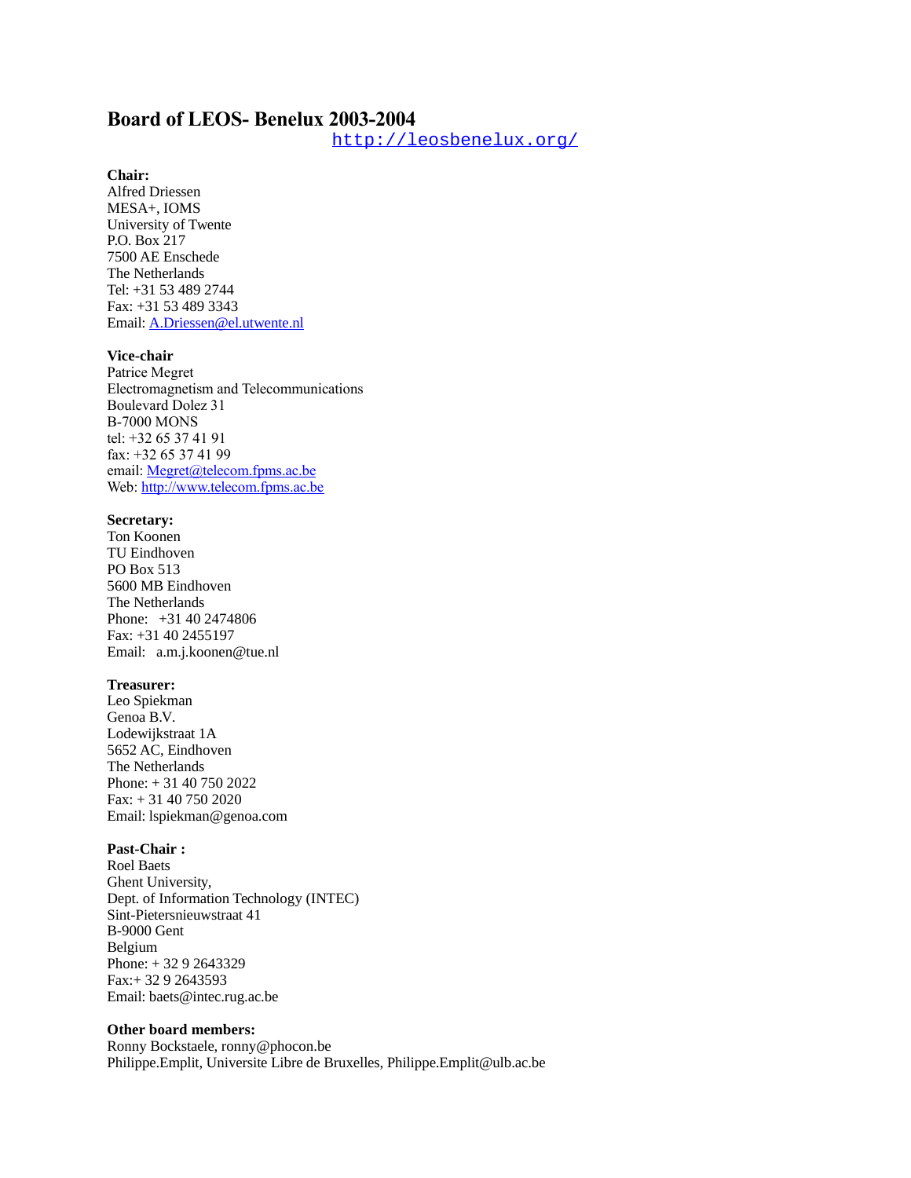# Board of LEOS- Benelux 2003-2004

http://leosbenelux.org/

**Chair:**
Alfred Driessen
MESA+, IOMS
University of Twente
P.O. Box 217
7500 AE Enschede
The Netherlands
Tel: +31 53 489 2744
Fax: +31 53 489 3343
Email: A.Driessen@el.utwente.nl

**Vice-chair**
Patrice Megret
Electromagnetism and Telecommunications
Boulevard Dolez 31
B-7000 MONS
tel: +32 65 37 41 91
fax: +32 65 37 41 99
email: Megret@telecom.fpms.ac.be
Web: http://www.telecom.fpms.ac.be

**Secretary:**
Ton Koonen
TU Eindhoven
PO Box 513
5600 MB Eindhoven
The Netherlands
Phone: +31 40 2474806
Fax: +31 40 2455197
Email: a.m.j.koonen@tue.nl

**Treasurer:**
Leo Spiekman
Genoa B.V.
Lodewijkstraat 1A
5652 AC, Eindhoven
The Netherlands
Phone: + 31 40 750 2022
Fax: + 31 40 750 2020
Email: lspiekman@genoa.com

**Past-Chair :**
Roel Baets
Ghent University,
Dept. of Information Technology (INTEC)
Sint-Pietersnieuwstraat 41
B-9000 Gent
Belgium
Phone: + 32 9 2643329
Fax:+ 32 9 2643593
Email: baets@intec.rug.ac.be

**Other board members:**
Ronny Bockstaele, ronny@phocon.be
Philippe.Emplit, Universite Libre de Bruxelles, Philippe.Emplit@ulb.ac.be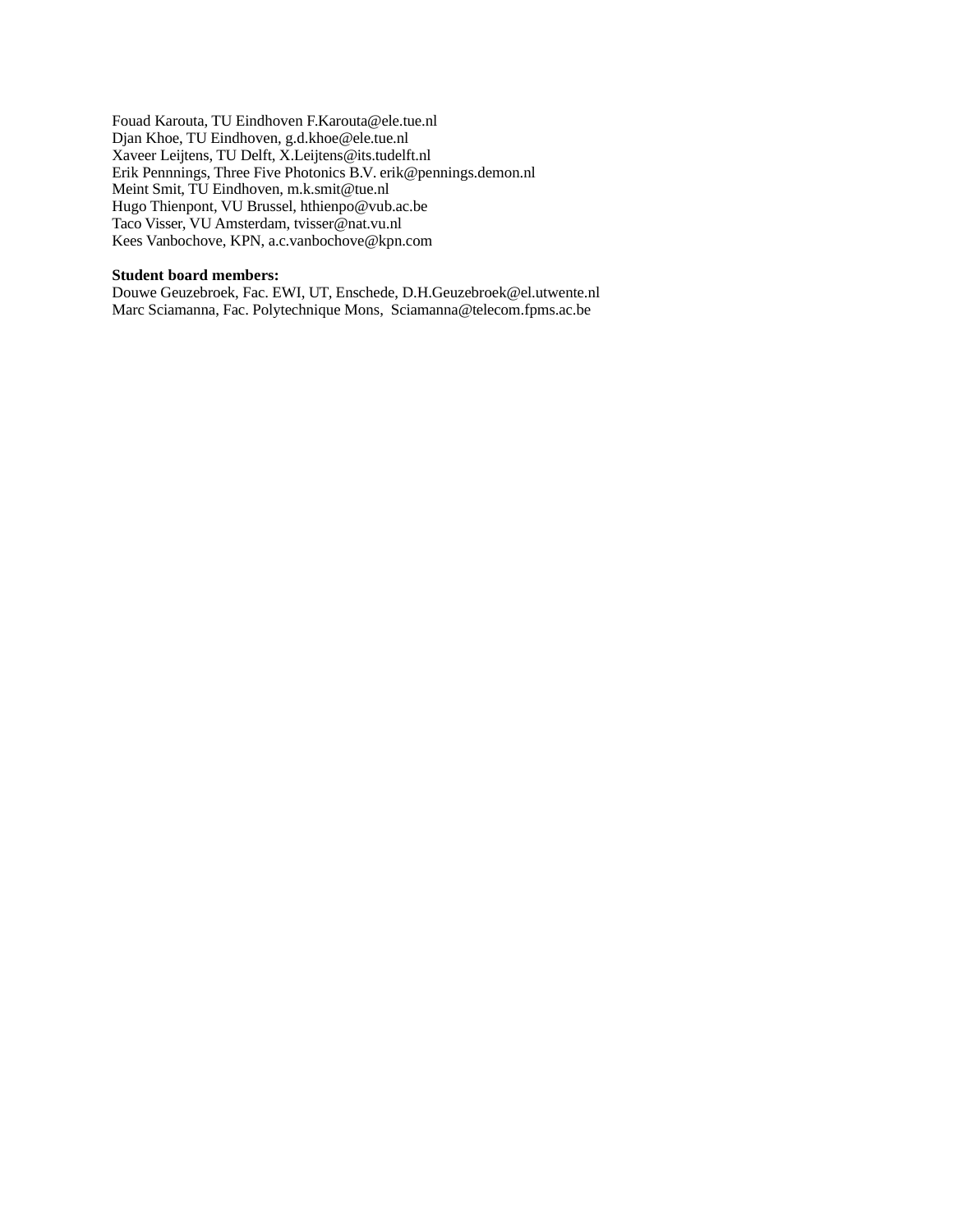Fouad Karouta, TU Eindhoven F.Karouta@ele.tue.nl  
Djan Khoe, TU Eindhoven, g.d.khoe@ele.tue.nl  
Xaveer Leijtens, TU Delft, X.Leijtens@its.tudelft.nl  
Erik Pennnings, Three Five Photonics B.V. erik@pennings.demon.nl  
Meint Smit, TU Eindhoven, m.k.smit@tue.nl  
Hugo Thienpont, VU Brussel, hthienpo@vub.ac.be  
Taco Visser, VU Amsterdam, tvisser@nat.vu.nl  
Kees Vanbochove, KPN, a.c.vanbochove@kpn.com

**Student board members:**  
Douwe Geuzebroek, Fac. EWI, UT, Enschede, D.H.Geuzebroek@el.utwente.nl  
Marc Sciamanna, Fac. Polytechnique Mons, Sciamanna@telecom.fpms.ac.be